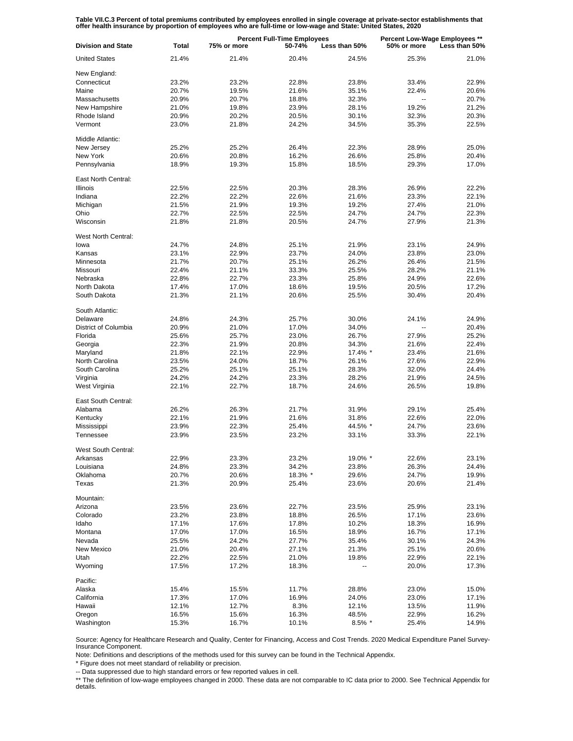**Table VII.C.3 Percent of total premiums contributed by employees enrolled in single coverage at private-sector establishments that offer health insurance by proportion of employees who are full-time or low-wage and State: United States, 2020**

| Division and State | Total | Percent Full-Time Employees | | | Percent Low-Wage Employees ** | |
|---|---|---|---|---|---|---|
| | | 75% or more | 50-74% | Less than 50% | 50% or more | Less than 50% |
| United States | 21.4% | 21.4% | 20.4% | 24.5% | 25.3% | 21.0% |
| New England: | | | | | | |
| Connecticut | 23.2% | 23.2% | 22.8% | 23.8% | 33.4% | 22.9% |
| Maine | 20.7% | 19.5% | 21.6% | 35.1% | 22.4% | 20.6% |
| Massachusetts | 20.9% | 20.7% | 18.8% | 32.3% | -- | 20.7% |
| New Hampshire | 21.0% | 19.8% | 23.9% | 28.1% | 19.2% | 21.2% |
| Rhode Island | 20.9% | 20.2% | 20.5% | 30.1% | 32.3% | 20.3% |
| Vermont | 23.0% | 21.8% | 24.2% | 34.5% | 35.3% | 22.5% |
| Middle Atlantic: | | | | | | |
| New Jersey | 25.2% | 25.2% | 26.4% | 22.3% | 28.9% | 25.0% |
| New York | 20.6% | 20.8% | 16.2% | 26.6% | 25.8% | 20.4% |
| Pennsylvania | 18.9% | 19.3% | 15.8% | 18.5% | 29.3% | 17.0% |
| East North Central: | | | | | | |
| Illinois | 22.5% | 22.5% | 20.3% | 28.3% | 26.9% | 22.2% |
| Indiana | 22.2% | 22.2% | 22.6% | 21.6% | 23.3% | 22.1% |
| Michigan | 21.5% | 21.9% | 19.3% | 19.2% | 27.4% | 21.0% |
| Ohio | 22.7% | 22.5% | 22.5% | 24.7% | 24.7% | 22.3% |
| Wisconsin | 21.8% | 21.8% | 20.5% | 24.7% | 27.9% | 21.3% |
| West North Central: | | | | | | |
| Iowa | 24.7% | 24.8% | 25.1% | 21.9% | 23.1% | 24.9% |
| Kansas | 23.1% | 22.9% | 23.7% | 24.0% | 23.8% | 23.0% |
| Minnesota | 21.7% | 20.7% | 25.1% | 26.2% | 26.4% | 21.5% |
| Missouri | 22.4% | 21.1% | 33.3% | 25.5% | 28.2% | 21.1% |
| Nebraska | 22.8% | 22.7% | 23.3% | 25.8% | 24.9% | 22.6% |
| North Dakota | 17.4% | 17.0% | 18.6% | 19.5% | 20.5% | 17.2% |
| South Dakota | 21.3% | 21.1% | 20.6% | 25.5% | 30.4% | 20.4% |
| South Atlantic: | | | | | | |
| Delaware | 24.8% | 24.3% | 25.7% | 30.0% | 24.1% | 24.9% |
| District of Columbia | 20.9% | 21.0% | 17.0% | 34.0% | -- | 20.4% |
| Florida | 25.6% | 25.7% | 23.0% | 26.7% | 27.9% | 25.2% |
| Georgia | 22.3% | 21.9% | 20.8% | 34.3% | 21.6% | 22.4% |
| Maryland | 21.8% | 22.1% | 22.9% | 17.4% * | 23.4% | 21.6% |
| North Carolina | 23.5% | 24.0% | 18.7% | 26.1% | 27.6% | 22.9% |
| South Carolina | 25.2% | 25.1% | 25.1% | 28.3% | 32.0% | 24.4% |
| Virginia | 24.2% | 24.2% | 23.3% | 28.2% | 21.9% | 24.5% |
| West Virginia | 22.1% | 22.7% | 18.7% | 24.6% | 26.5% | 19.8% |
| East South Central: | | | | | | |
| Alabama | 26.2% | 26.3% | 21.7% | 31.9% | 29.1% | 25.4% |
| Kentucky | 22.1% | 21.9% | 21.6% | 31.8% | 22.6% | 22.0% |
| Mississippi | 23.9% | 22.3% | 25.4% | 44.5% * | 24.7% | 23.6% |
| Tennessee | 23.9% | 23.5% | 23.2% | 33.1% | 33.3% | 22.1% |
| West South Central: | | | | | | |
| Arkansas | 22.9% | 23.3% | 23.2% | 19.0% * | 22.6% | 23.1% |
| Louisiana | 24.8% | 23.3% | 34.2% | 23.8% | 26.3% | 24.4% |
| Oklahoma | 20.7% | 20.6% | 18.3% * | 29.6% | 24.7% | 19.9% |
| Texas | 21.3% | 20.9% | 25.4% | 23.6% | 20.6% | 21.4% |
| Mountain: | | | | | | |
| Arizona | 23.5% | 23.6% | 22.7% | 23.5% | 25.9% | 23.1% |
| Colorado | 23.2% | 23.8% | 18.8% | 26.5% | 17.1% | 23.6% |
| Idaho | 17.1% | 17.6% | 17.8% | 10.2% | 18.3% | 16.9% |
| Montana | 17.0% | 17.0% | 16.5% | 18.9% | 16.7% | 17.1% |
| Nevada | 25.5% | 24.2% | 27.7% | 35.4% | 30.1% | 24.3% |
| New Mexico | 21.0% | 20.4% | 27.1% | 21.3% | 25.1% | 20.6% |
| Utah | 22.2% | 22.5% | 21.0% | 19.8% | 22.9% | 22.1% |
| Wyoming | 17.5% | 17.2% | 18.3% | -- | 20.0% | 17.3% |
| Pacific: | | | | | | |
| Alaska | 15.4% | 15.5% | 11.7% | 28.8% | 23.0% | 15.0% |
| California | 17.3% | 17.0% | 16.9% | 24.0% | 23.0% | 17.1% |
| Hawaii | 12.1% | 12.7% | 8.3% | 12.1% | 13.5% | 11.9% |
| Oregon | 16.5% | 15.6% | 16.3% | 48.5% | 22.9% | 16.2% |
| Washington | 15.3% | 16.7% | 10.1% | 8.5% * | 25.4% | 14.9% |

Source: Agency for Healthcare Research and Quality, Center for Financing, Access and Cost Trends. 2020 Medical Expenditure Panel Survey-Insurance Component.

Note: Definitions and descriptions of the methods used for this survey can be found in the Technical Appendix.

* Figure does not meet standard of reliability or precision.

-- Data suppressed due to high standard errors or few reported values in cell.

** The definition of low-wage employees changed in 2000. These data are not comparable to IC data prior to 2000. See Technical Appendix for details.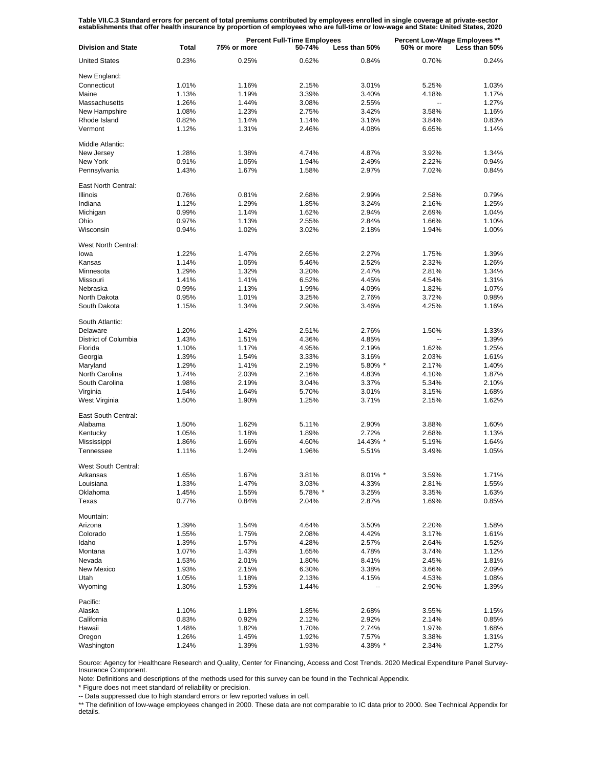**Table VII.C.3 Standard errors for percent of total premiums contributed by employees enrolled in single coverage at private-sector establishments that offer health insurance by proportion of employees who are full-time or low-wage and State: United States, 2020**

| Division and State | Total | Percent Full-Time Employees | | | Percent Low-Wage Employees ** | |
|---|---|---|---|---|---|---|
| | | 75% or more | 50-74% | Less than 50% | 50% or more | Less than 50% |
| United States | 0.23% | 0.25% | 0.62% | 0.84% | 0.70% | 0.24% |
| New England: | | | | | | |
| Connecticut | 1.01% | 1.16% | 2.15% | 3.01% | 5.25% | 1.03% |
| Maine | 1.13% | 1.19% | 3.39% | 3.40% | 4.18% | 1.17% |
| Massachusetts | 1.26% | 1.44% | 3.08% | 2.55% | -- | 1.27% |
| New Hampshire | 1.08% | 1.23% | 2.75% | 3.42% | 3.58% | 1.16% |
| Rhode Island | 0.82% | 1.14% | 1.14% | 3.16% | 3.84% | 0.83% |
| Vermont | 1.12% | 1.31% | 2.46% | 4.08% | 6.65% | 1.14% |
| Middle Atlantic: | | | | | | |
| New Jersey | 1.28% | 1.38% | 4.74% | 4.87% | 3.92% | 1.34% |
| New York | 0.91% | 1.05% | 1.94% | 2.49% | 2.22% | 0.94% |
| Pennsylvania | 1.43% | 1.67% | 1.58% | 2.97% | 7.02% | 0.84% |
| East North Central: | | | | | | |
| Illinois | 0.76% | 0.81% | 2.68% | 2.99% | 2.58% | 0.79% |
| Indiana | 1.12% | 1.29% | 1.85% | 3.24% | 2.16% | 1.25% |
| Michigan | 0.99% | 1.14% | 1.62% | 2.94% | 2.69% | 1.04% |
| Ohio | 0.97% | 1.13% | 2.55% | 2.84% | 1.66% | 1.10% |
| Wisconsin | 0.94% | 1.02% | 3.02% | 2.18% | 1.94% | 1.00% |
| West North Central: | | | | | | |
| Iowa | 1.22% | 1.47% | 2.65% | 2.27% | 1.75% | 1.39% |
| Kansas | 1.14% | 1.05% | 5.46% | 2.52% | 2.32% | 1.26% |
| Minnesota | 1.29% | 1.32% | 3.20% | 2.47% | 2.81% | 1.34% |
| Missouri | 1.41% | 1.41% | 6.52% | 4.45% | 4.54% | 1.31% |
| Nebraska | 0.99% | 1.13% | 1.99% | 4.09% | 1.82% | 1.07% |
| North Dakota | 0.95% | 1.01% | 3.25% | 2.76% | 3.72% | 0.98% |
| South Dakota | 1.15% | 1.34% | 2.90% | 3.46% | 4.25% | 1.16% |
| South Atlantic: | | | | | | |
| Delaware | 1.20% | 1.42% | 2.51% | 2.76% | 1.50% | 1.33% |
| District of Columbia | 1.43% | 1.51% | 4.36% | 4.85% | -- | 1.39% |
| Florida | 1.10% | 1.17% | 4.95% | 2.19% | 1.62% | 1.25% |
| Georgia | 1.39% | 1.54% | 3.33% | 3.16% | 2.03% | 1.61% |
| Maryland | 1.29% | 1.41% | 2.19% | 5.80% * | 2.17% | 1.40% |
| North Carolina | 1.74% | 2.03% | 2.16% | 4.83% | 4.10% | 1.87% |
| South Carolina | 1.98% | 2.19% | 3.04% | 3.37% | 5.34% | 2.10% |
| Virginia | 1.54% | 1.64% | 5.70% | 3.01% | 3.15% | 1.68% |
| West Virginia | 1.50% | 1.90% | 1.25% | 3.71% | 2.15% | 1.62% |
| East South Central: | | | | | | |
| Alabama | 1.50% | 1.62% | 5.11% | 2.90% | 3.88% | 1.60% |
| Kentucky | 1.05% | 1.18% | 1.89% | 2.72% | 2.68% | 1.13% |
| Mississippi | 1.86% | 1.66% | 4.60% | 14.43% * | 5.19% | 1.64% |
| Tennessee | 1.11% | 1.24% | 1.96% | 5.51% | 3.49% | 1.05% |
| West South Central: | | | | | | |
| Arkansas | 1.65% | 1.67% | 3.81% | 8.01% * | 3.59% | 1.71% |
| Louisiana | 1.33% | 1.47% | 3.03% | 4.33% | 2.81% | 1.55% |
| Oklahoma | 1.45% | 1.55% | 5.78% * | 3.25% | 3.35% | 1.63% |
| Texas | 0.77% | 0.84% | 2.04% | 2.87% | 1.69% | 0.85% |
| Mountain: | | | | | | |
| Arizona | 1.39% | 1.54% | 4.64% | 3.50% | 2.20% | 1.58% |
| Colorado | 1.55% | 1.75% | 2.08% | 4.42% | 3.17% | 1.61% |
| Idaho | 1.39% | 1.57% | 4.28% | 2.57% | 2.64% | 1.52% |
| Montana | 1.07% | 1.43% | 1.65% | 4.78% | 3.74% | 1.12% |
| Nevada | 1.53% | 2.01% | 1.80% | 8.41% | 2.45% | 1.81% |
| New Mexico | 1.93% | 2.15% | 6.30% | 3.38% | 3.66% | 2.09% |
| Utah | 1.05% | 1.18% | 2.13% | 4.15% | 4.53% | 1.08% |
| Wyoming | 1.30% | 1.53% | 1.44% | -- | 2.90% | 1.39% |
| Pacific: | | | | | | |
| Alaska | 1.10% | 1.18% | 1.85% | 2.68% | 3.55% | 1.15% |
| California | 0.83% | 0.92% | 2.12% | 2.92% | 2.14% | 0.85% |
| Hawaii | 1.48% | 1.82% | 1.70% | 2.74% | 1.97% | 1.68% |
| Oregon | 1.26% | 1.45% | 1.92% | 7.57% | 3.38% | 1.31% |
| Washington | 1.24% | 1.39% | 1.93% | 4.38% * | 2.34% | 1.27% |

Source: Agency for Healthcare Research and Quality, Center for Financing, Access and Cost Trends. 2020 Medical Expenditure Panel Survey-Insurance Component.

Note: Definitions and descriptions of the methods used for this survey can be found in the Technical Appendix.

* Figure does not meet standard of reliability or precision.

-- Data suppressed due to high standard errors or few reported values in cell.

** The definition of low-wage employees changed in 2000. These data are not comparable to IC data prior to 2000. See Technical Appendix for details.